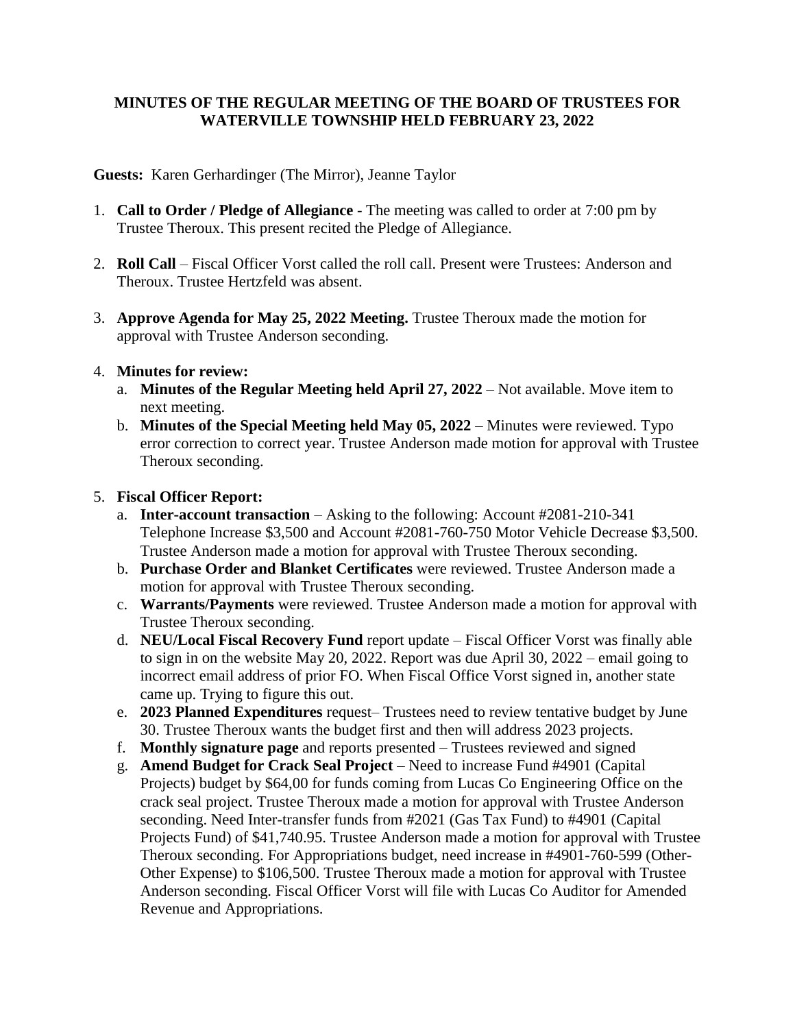**MINUTES OF THE REGULAR MEETING OF THE BOARD OF TRUSTEES FOR WATERVILLE TOWNSHIP HELD FEBRUARY 23, 2022**

**Guests:** Karen Gerhardinger (The Mirror), Jeanne Taylor

1. **Call to Order / Pledge of Allegiance** - The meeting was called to order at 7:00 pm by Trustee Theroux. This present recited the Pledge of Allegiance.

2. **Roll Call** – Fiscal Officer Vorst called the roll call. Present were Trustees: Anderson and Theroux. Trustee Hertzfeld was absent.

3. **Approve Agenda for May 25, 2022 Meeting.** Trustee Theroux made the motion for approval with Trustee Anderson seconding.

4. **Minutes for review:**
   a. **Minutes of the Regular Meeting held April 27, 2022** – Not available. Move item to next meeting.
   b. **Minutes of the Special Meeting held May 05, 2022** – Minutes were reviewed. Typo error correction to correct year. Trustee Anderson made motion for approval with Trustee Theroux seconding.

5. **Fiscal Officer Report:**
   a. **Inter-account transaction** – Asking to the following: Account #2081-210-341 Telephone Increase $3,500 and Account #2081-760-750 Motor Vehicle Decrease $3,500. Trustee Anderson made a motion for approval with Trustee Theroux seconding.
   b. **Purchase Order and Blanket Certificates** were reviewed. Trustee Anderson made a motion for approval with Trustee Theroux seconding.
   c. **Warrants/Payments** were reviewed. Trustee Anderson made a motion for approval with Trustee Theroux seconding.
   d. **NEU/Local Fiscal Recovery Fund** report update – Fiscal Officer Vorst was finally able to sign in on the website May 20, 2022. Report was due April 30, 2022 – email going to incorrect email address of prior FO. When Fiscal Office Vorst signed in, another state came up. Trying to figure this out.
   e. **2023 Planned Expenditures** request– Trustees need to review tentative budget by June 30. Trustee Theroux wants the budget first and then will address 2023 projects.
   f. **Monthly signature page** and reports presented – Trustees reviewed and signed
   g. **Amend Budget for Crack Seal Project** – Need to increase Fund #4901 (Capital Projects) budget by $64,00 for funds coming from Lucas Co Engineering Office on the crack seal project. Trustee Theroux made a motion for approval with Trustee Anderson seconding. Need Inter-transfer funds from #2021 (Gas Tax Fund) to #4901 (Capital Projects Fund) of $41,740.95. Trustee Anderson made a motion for approval with Trustee Theroux seconding. For Appropriations budget, need increase in #4901-760-599 (Other-Other Expense) to $106,500. Trustee Theroux made a motion for approval with Trustee Anderson seconding. Fiscal Officer Vorst will file with Lucas Co Auditor for Amended Revenue and Appropriations.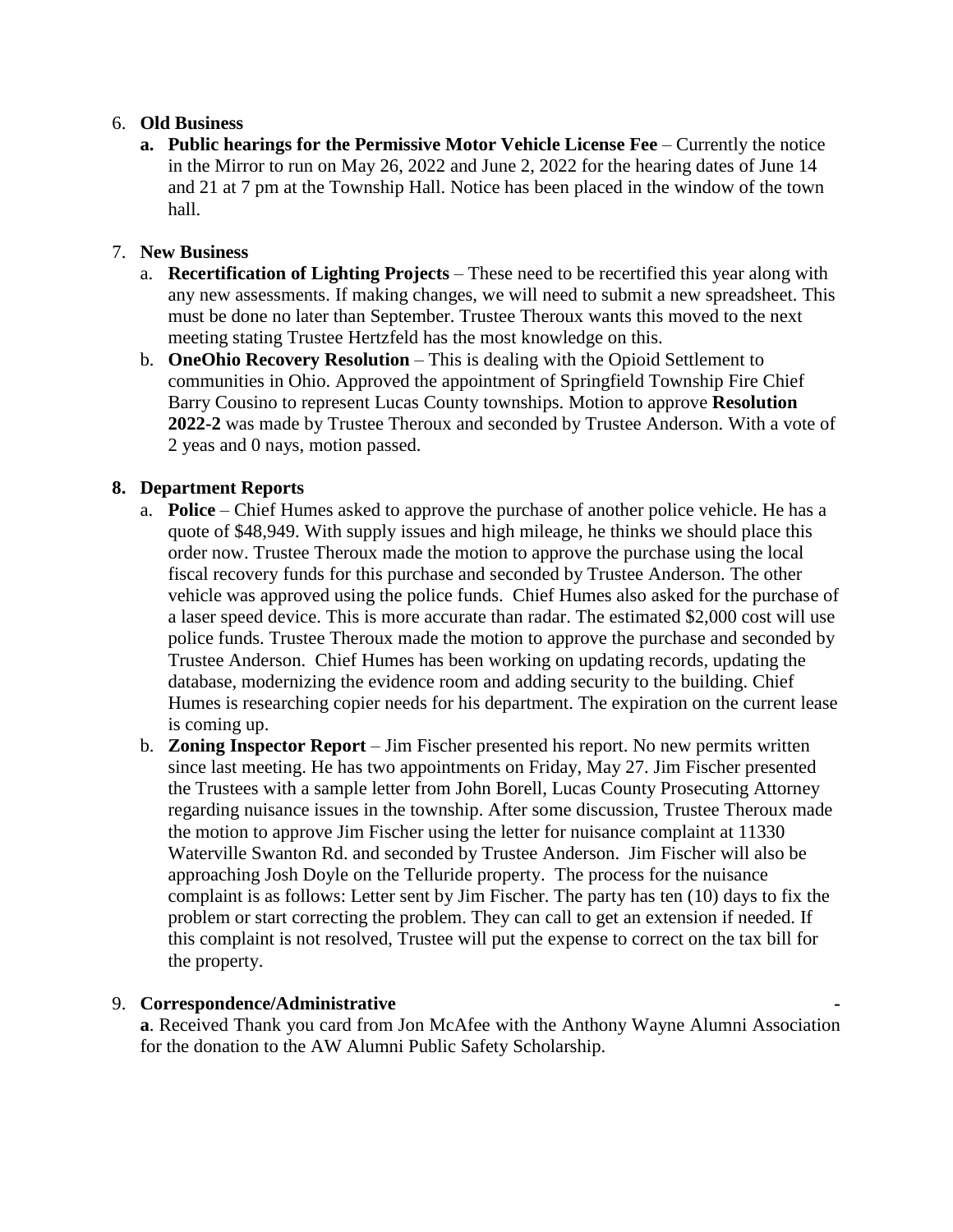6. **Old Business**
   a. **Public hearings for the Permissive Motor Vehicle License Fee** – Currently the notice in the Mirror to run on May 26, 2022 and June 2, 2022 for the hearing dates of June 14 and 21 at 7 pm at the Township Hall. Notice has been placed in the window of the town hall.

7. **New Business**
   a. **Recertification of Lighting Projects** – These need to be recertified this year along with any new assessments. If making changes, we will need to submit a new spreadsheet. This must be done no later than September. Trustee Theroux wants this moved to the next meeting stating Trustee Hertzfeld has the most knowledge on this.
   b. **OneOhio Recovery Resolution** – This is dealing with the Opioid Settlement to communities in Ohio. Approved the appointment of Springfield Township Fire Chief Barry Cousino to represent Lucas County townships. Motion to approve **Resolution 2022-2** was made by Trustee Theroux and seconded by Trustee Anderson. With a vote of 2 yeas and 0 nays, motion passed.

8. **Department Reports**
   a. **Police** – Chief Humes asked to approve the purchase of another police vehicle. He has a quote of $48,949. With supply issues and high mileage, he thinks we should place this order now. Trustee Theroux made the motion to approve the purchase using the local fiscal recovery funds for this purchase and seconded by Trustee Anderson. The other vehicle was approved using the police funds. Chief Humes also asked for the purchase of a laser speed device. This is more accurate than radar. The estimated $2,000 cost will use police funds. Trustee Theroux made the motion to approve the purchase and seconded by Trustee Anderson. Chief Humes has been working on updating records, updating the database, modernizing the evidence room and adding security to the building. Chief Humes is researching copier needs for his department. The expiration on the current lease is coming up.
   b. **Zoning Inspector Report** – Jim Fischer presented his report. No new permits written since last meeting. He has two appointments on Friday, May 27. Jim Fischer presented the Trustees with a sample letter from John Borell, Lucas County Prosecuting Attorney regarding nuisance issues in the township. After some discussion, Trustee Theroux made the motion to approve Jim Fischer using the letter for nuisance complaint at 11330 Waterville Swanton Rd. and seconded by Trustee Anderson. Jim Fischer will also be approaching Josh Doyle on the Telluride property. The process for the nuisance complaint is as follows: Letter sent by Jim Fischer. The party has ten (10) days to fix the problem or start correcting the problem. They can call to get an extension if needed. If this complaint is not resolved, Trustee will put the expense to correct on the tax bill for the property.

9. **Correspondence/Administrative** -

   **a**. Received Thank you card from Jon McAfee with the Anthony Wayne Alumni Association for the donation to the AW Alumni Public Safety Scholarship.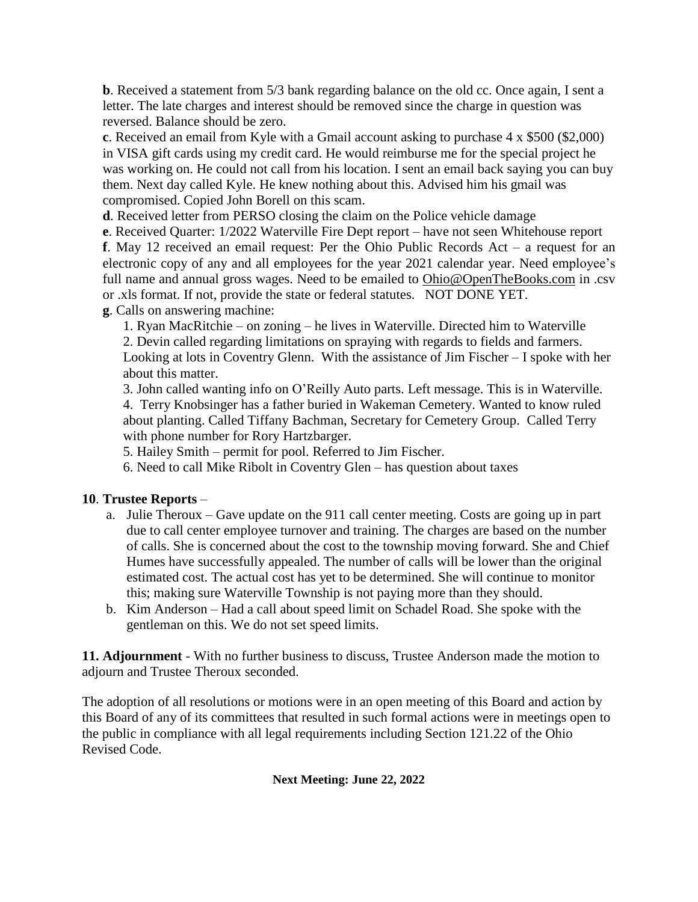**b**. Received a statement from 5/3 bank regarding balance on the old cc. Once again, I sent a letter. The late charges and interest should be removed since the charge in question was reversed. Balance should be zero.

**c**. Received an email from Kyle with a Gmail account asking to purchase 4 x $500 ($2,000) in VISA gift cards using my credit card. He would reimburse me for the special project he was working on. He could not call from his location. I sent an email back saying you can buy them. Next day called Kyle. He knew nothing about this. Advised him his gmail was compromised. Copied John Borell on this scam.

**d**. Received letter from PERSO closing the claim on the Police vehicle damage

**e**. Received Quarter: 1/2022 Waterville Fire Dept report – have not seen Whitehouse report

**f**. May 12 received an email request: Per the Ohio Public Records Act – a request for an electronic copy of any and all employees for the year 2021 calendar year. Need employee's full name and annual gross wages. Need to be emailed to Ohio@OpenTheBooks.com in .csv or .xls format. If not, provide the state or federal statutes. NOT DONE YET.

**g**. Calls on answering machine:

1. Ryan MacRitchie – on zoning – he lives in Waterville. Directed him to Waterville
2. Devin called regarding limitations on spraying with regards to fields and farmers. Looking at lots in Coventry Glenn. With the assistance of Jim Fischer – I spoke with her about this matter.
3. John called wanting info on O'Reilly Auto parts. Left message. This is in Waterville.
4. Terry Knobsinger has a father buried in Wakeman Cemetery. Wanted to know ruled about planting. Called Tiffany Bachman, Secretary for Cemetery Group. Called Terry with phone number for Rory Hartzbarger.
5. Hailey Smith – permit for pool. Referred to Jim Fischer.
6. Need to call Mike Ribolt in Coventry Glen – has question about taxes

**10**. **Trustee Reports** –

a. Julie Theroux – Gave update on the 911 call center meeting. Costs are going up in part due to call center employee turnover and training. The charges are based on the number of calls. She is concerned about the cost to the township moving forward. She and Chief Humes have successfully appealed. The number of calls will be lower than the original estimated cost. The actual cost has yet to be determined. She will continue to monitor this; making sure Waterville Township is not paying more than they should.

b. Kim Anderson – Had a call about speed limit on Schadel Road. She spoke with the gentleman on this. We do not set speed limits.

**11. Adjournment** - With no further business to discuss, Trustee Anderson made the motion to adjourn and Trustee Theroux seconded.

The adoption of all resolutions or motions were in an open meeting of this Board and action by this Board of any of its committees that resulted in such formal actions were in meetings open to the public in compliance with all legal requirements including Section 121.22 of the Ohio Revised Code.

**Next Meeting: June 22, 2022**